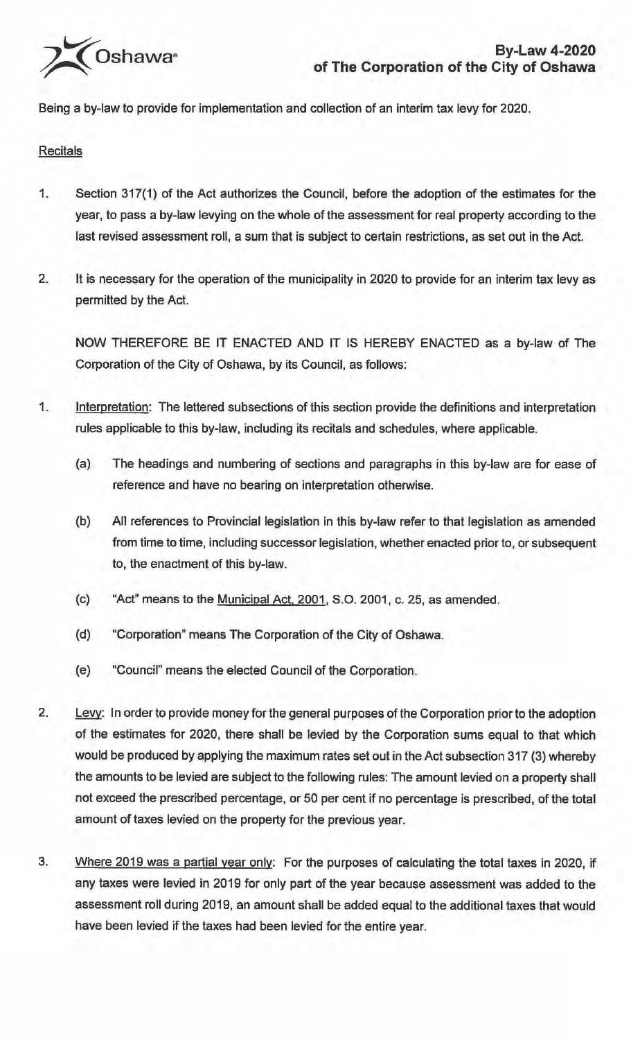Oshawa

# By-Law 4-2020 of The Corporation of the City of Oshawa

Being a by-law to provide for implementation and collection of an interim tax levy for 2020.

## Recitals

1. Section 317(1) of the Act authorizes the Council, before the adoption of the estimates for the year, to pass a by-law levying on the whole of the assessment for real property according to the last revised assessment roll, a sum that is subject to certain restrictions, as set out in the Act.

2. It is necessary for the operation of the municipality in 2020 to provide for an interim tax levy as permitted by the Act.

NOW THEREFORE BE IT ENACTED AND IT IS HEREBY ENACTED as a by-law of The Corporation of the City of Oshawa, by its Council, as follows:

1. Interpretation: The lettered subsections of this section provide the definitions and interpretation rules applicable to this by-law, including its recitals and schedules, where applicable.

   (a) The headings and numbering of sections and paragraphs in this by-law are for ease of reference and have no bearing on interpretation otherwise.

   (b) All references to Provincial legislation in this by-law refer to that legislation as amended from time to time, including successor legislation, whether enacted prior to, or subsequent to, the enactment of this by-law.

   (c) "Act" means to the Municipal Act, 2001, S.O. 2001, c. 25, as amended.

   (d) "Corporation" means The Corporation of the City of Oshawa.

   (e) "Council" means the elected Council of the Corporation.

2. Levy: In order to provide money for the general purposes of the Corporation prior to the adoption of the estimates for 2020, there shall be levied by the Corporation sums equal to that which would be produced by applying the maximum rates set out in the Act subsection 317 (3) whereby the amounts to be levied are subject to the following rules: The amount levied on a property shall not exceed the prescribed percentage, or 50 per cent if no percentage is prescribed, of the total amount of taxes levied on the property for the previous year.

3. Where 2019 was a partial year only: For the purposes of calculating the total taxes in 2020, if any taxes were levied in 2019 for only part of the year because assessment was added to the assessment roll during 2019, an amount shall be added equal to the additional taxes that would have been levied if the taxes had been levied for the entire year.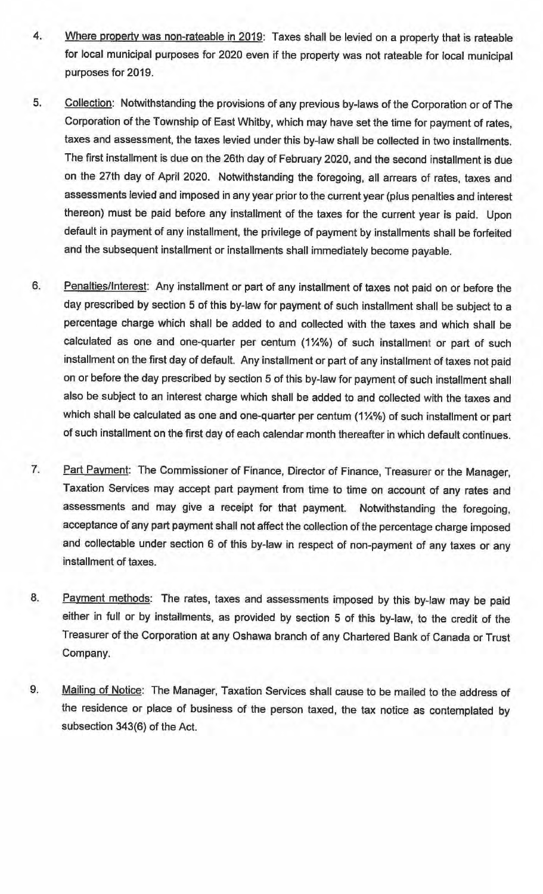4. Where property was non-rateable in 2019: Taxes shall be levied on a property that is rateable for local municipal purposes for 2020 even if the property was not rateable for local municipal purposes for 2019.

5. Collection: Notwithstanding the provisions of any previous by-laws of the Corporation or of The Corporation of the Township of East Whitby, which may have set the time for payment of rates, taxes and assessment, the taxes levied under this by-law shall be collected in two installments. The first installment is due on the 26th day of February 2020, and the second installment is due on the 27th day of April 2020. Notwithstanding the foregoing, all arrears of rates, taxes and assessments levied and imposed in any year prior to the current year (plus penalties and interest thereon) must be paid before any installment of the taxes for the current year is paid. Upon default in payment of any installment, the privilege of payment by installments shall be forfeited and the subsequent installment or installments shall immediately become payable.

6. Penalties/Interest: Any installment or part of any installment of taxes not paid on or before the day prescribed by section 5 of this by-law for payment of such installment shall be subject to a percentage charge which shall be added to and collected with the taxes and which shall be calculated as one and one-quarter per centum (1¼%) of such installment or part of such installment on the first day of default. Any installment or part of any installment of taxes not paid on or before the day prescribed by section 5 of this by-law for payment of such installment shall also be subject to an interest charge which shall be added to and collected with the taxes and which shall be calculated as one and one-quarter per centum (1¼%) of such installment or part of such installment on the first day of each calendar month thereafter in which default continues.

7. Part Payment: The Commissioner of Finance, Director of Finance, Treasurer or the Manager, Taxation Services may accept part payment from time to time on account of any rates and assessments and may give a receipt for that payment. Notwithstanding the foregoing, acceptance of any part payment shall not affect the collection of the percentage charge imposed and collectable under section 6 of this by-law in respect of non-payment of any taxes or any installment of taxes.

8. Payment methods: The rates, taxes and assessments imposed by this by-law may be paid either in full or by installments, as provided by section 5 of this by-law, to the credit of the Treasurer of the Corporation at any Oshawa branch of any Chartered Bank of Canada or Trust Company.

9. Mailing of Notice: The Manager, Taxation Services shall cause to be mailed to the address of the residence or place of business of the person taxed, the tax notice as contemplated by subsection 343(6) of the Act.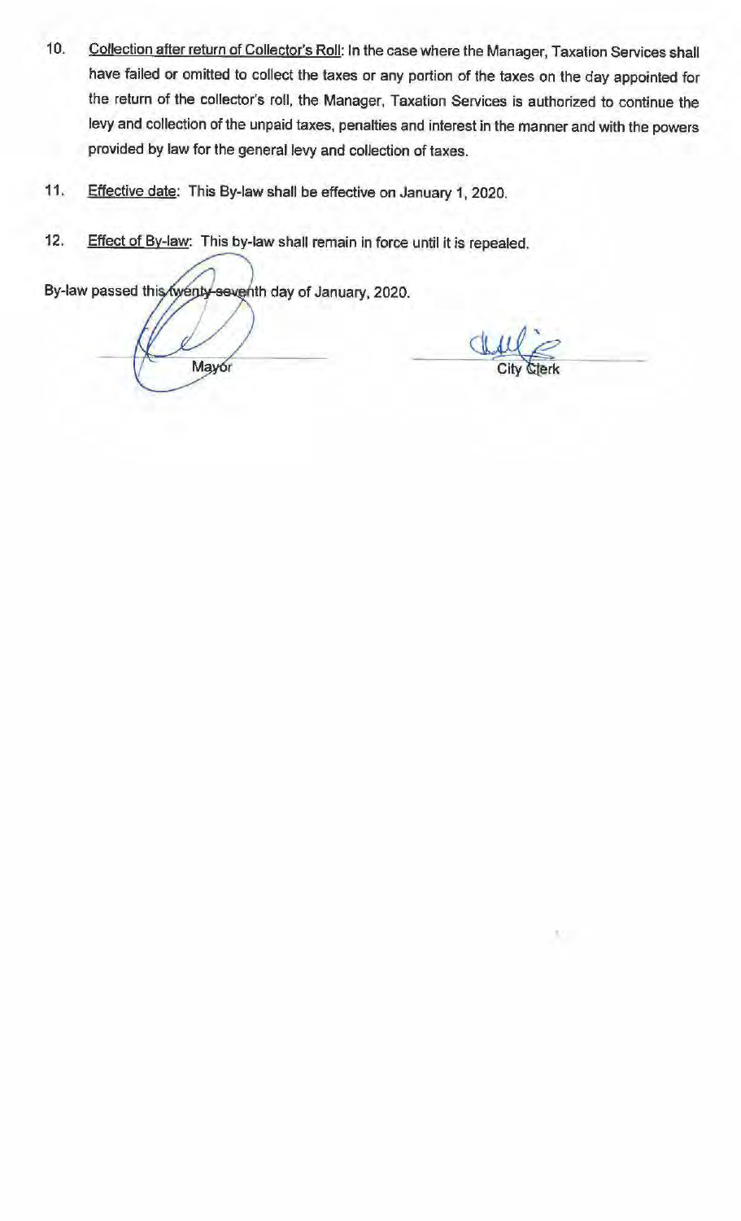10. <u>Collection after return of Collector's Roll</u>: In the case where the Manager, Taxation Services shall have failed or omitted to collect the taxes or any portion of the taxes on the day appointed for the return of the collector's roll, the Manager, Taxation Services is authorized to continue the levy and collection of the unpaid taxes, penalties and interest in the manner and with the powers provided by law for the general levy and collection of taxes.

11. <u>Effective date</u>: This By-law shall be effective on January 1, 2020.

12. <u>Effect of By-law</u>: This by-law shall remain in force until it is repealed.

By-law passed this twenty-seventh day of January, 2020.

Mayor

City Clerk